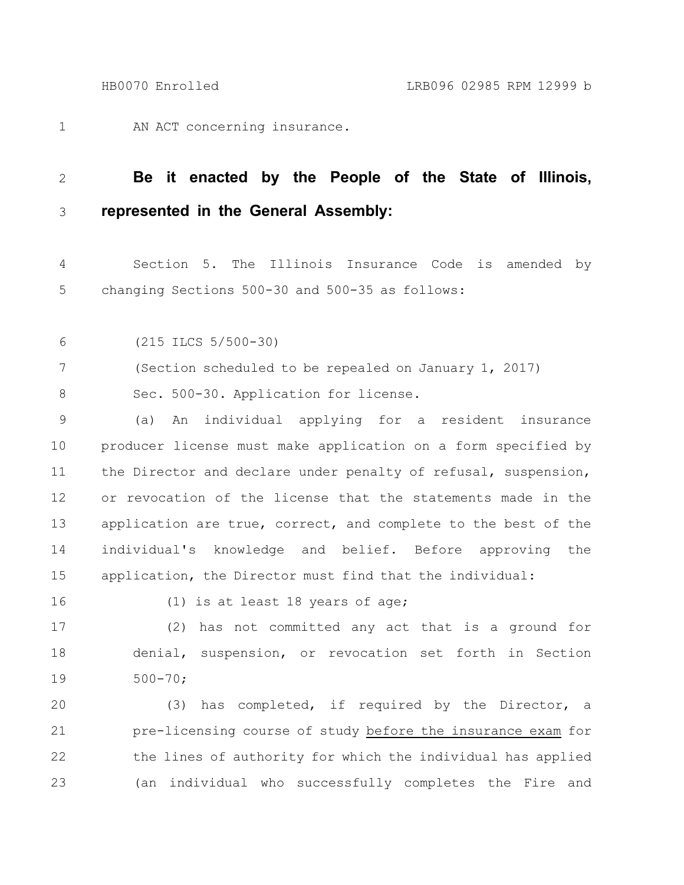AN ACT concerning insurance.

**Be it enacted by the People of the State of Illinois, represented in the General Assembly:**

Section 5. The Illinois Insurance Code is amended by changing Sections 500-30 and 500-35 as follows:

(215 ILCS 5/500-30)

(Section scheduled to be repealed on January 1, 2017)

Sec. 500-30. Application for license.

(a) An individual applying for a resident insurance producer license must make application on a form specified by the Director and declare under penalty of refusal, suspension, or revocation of the license that the statements made in the application are true, correct, and complete to the best of the individual's knowledge and belief. Before approving the application, the Director must find that the individual:

(1) is at least 18 years of age;

(2) has not committed any act that is a ground for denial, suspension, or revocation set forth in Section 500-70;

(3) has completed, if required by the Director, a pre-licensing course of study <u>before the insurance exam</u> for the lines of authority for which the individual has applied (an individual who successfully completes the Fire and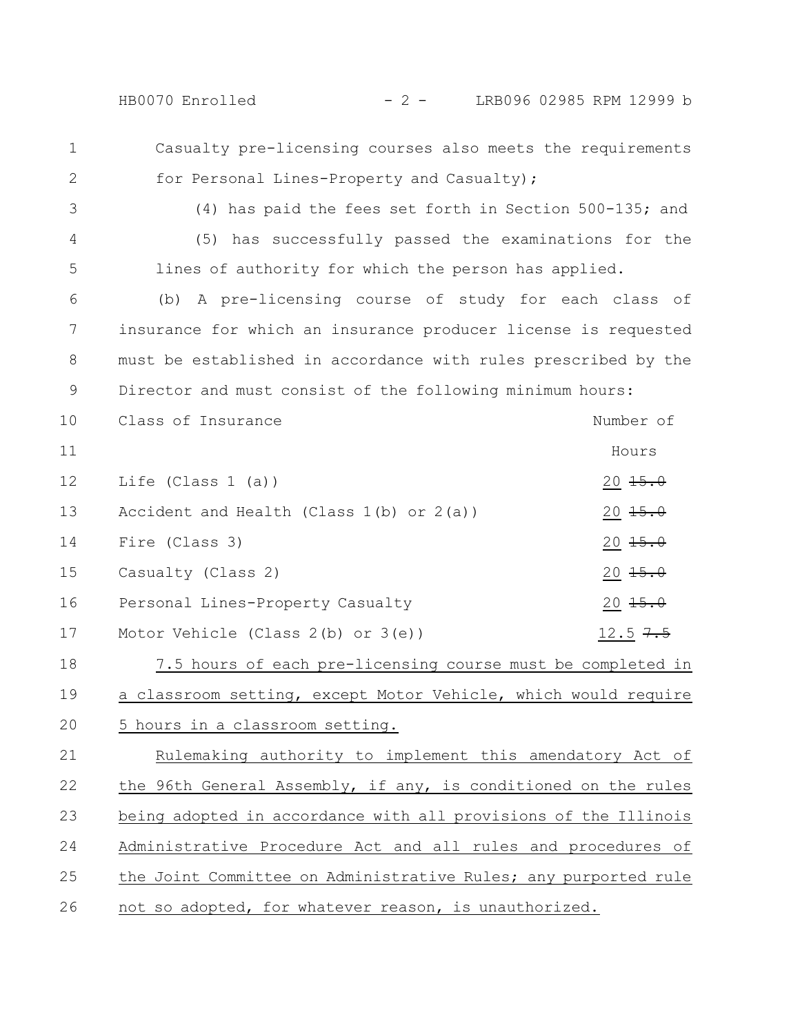Casualty pre-licensing courses also meets the requirements for Personal Lines-Property and Casualty);

(4) has paid the fees set forth in Section 500-135; and

(5) has successfully passed the examinations for the lines of authority for which the person has applied.

(b) A pre-licensing course of study for each class of insurance for which an insurance producer license is requested must be established in accordance with rules prescribed by the Director and must consist of the following minimum hours:

| Class of Insurance | Number of Hours |
|---|---|
| Life (Class 1 (a)) | 20 ~~15.0~~ |
| Accident and Health (Class 1(b) or 2(a)) | 20 ~~15.0~~ |
| Fire (Class 3) | 20 ~~15.0~~ |
| Casualty (Class 2) | 20 ~~15.0~~ |
| Personal Lines-Property Casualty | 20 ~~15.0~~ |
| Motor Vehicle (Class 2(b) or 3(e)) | 12.5 ~~7.5~~ |

7.5 hours of each pre-licensing course must be completed in a classroom setting, except Motor Vehicle, which would require 5 hours in a classroom setting.

Rulemaking authority to implement this amendatory Act of the 96th General Assembly, if any, is conditioned on the rules being adopted in accordance with all provisions of the Illinois Administrative Procedure Act and all rules and procedures of the Joint Committee on Administrative Rules; any purported rule not so adopted, for whatever reason, is unauthorized.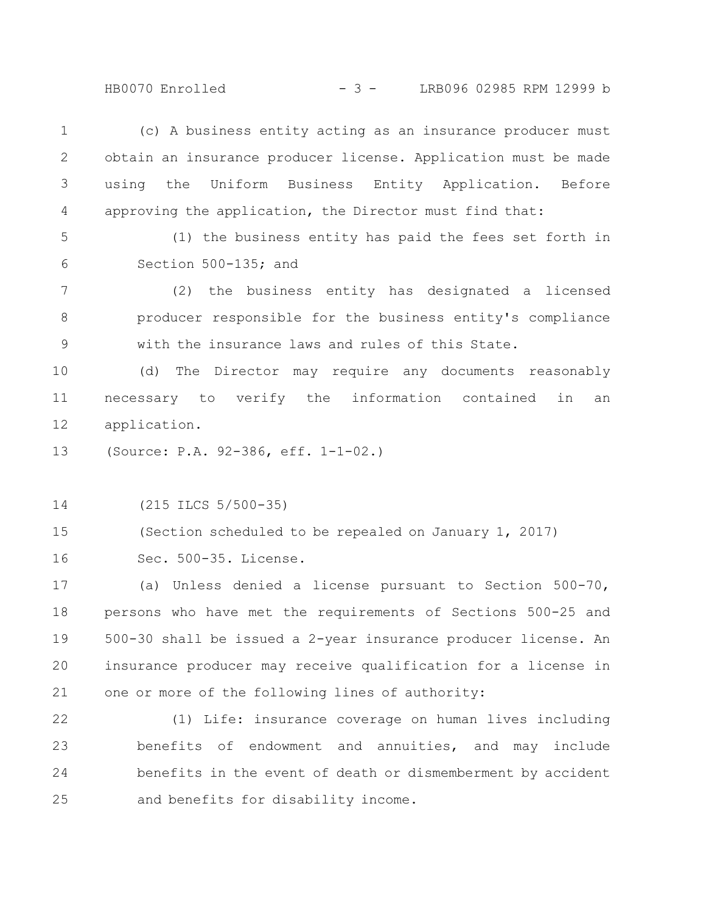(c) A business entity acting as an insurance producer must obtain an insurance producer license. Application must be made using the Uniform Business Entity Application. Before approving the application, the Director must find that:

(1) the business entity has paid the fees set forth in Section 500-135; and

(2) the business entity has designated a licensed producer responsible for the business entity's compliance with the insurance laws and rules of this State.

(d) The Director may require any documents reasonably necessary to verify the information contained in an application.

(Source: P.A. 92-386, eff. 1-1-02.)

(215 ILCS 5/500-35)

(Section scheduled to be repealed on January 1, 2017)

Sec. 500-35. License.

(a) Unless denied a license pursuant to Section 500-70, persons who have met the requirements of Sections 500-25 and 500-30 shall be issued a 2-year insurance producer license. An insurance producer may receive qualification for a license in one or more of the following lines of authority:

(1) Life: insurance coverage on human lives including benefits of endowment and annuities, and may include benefits in the event of death or dismemberment by accident and benefits for disability income.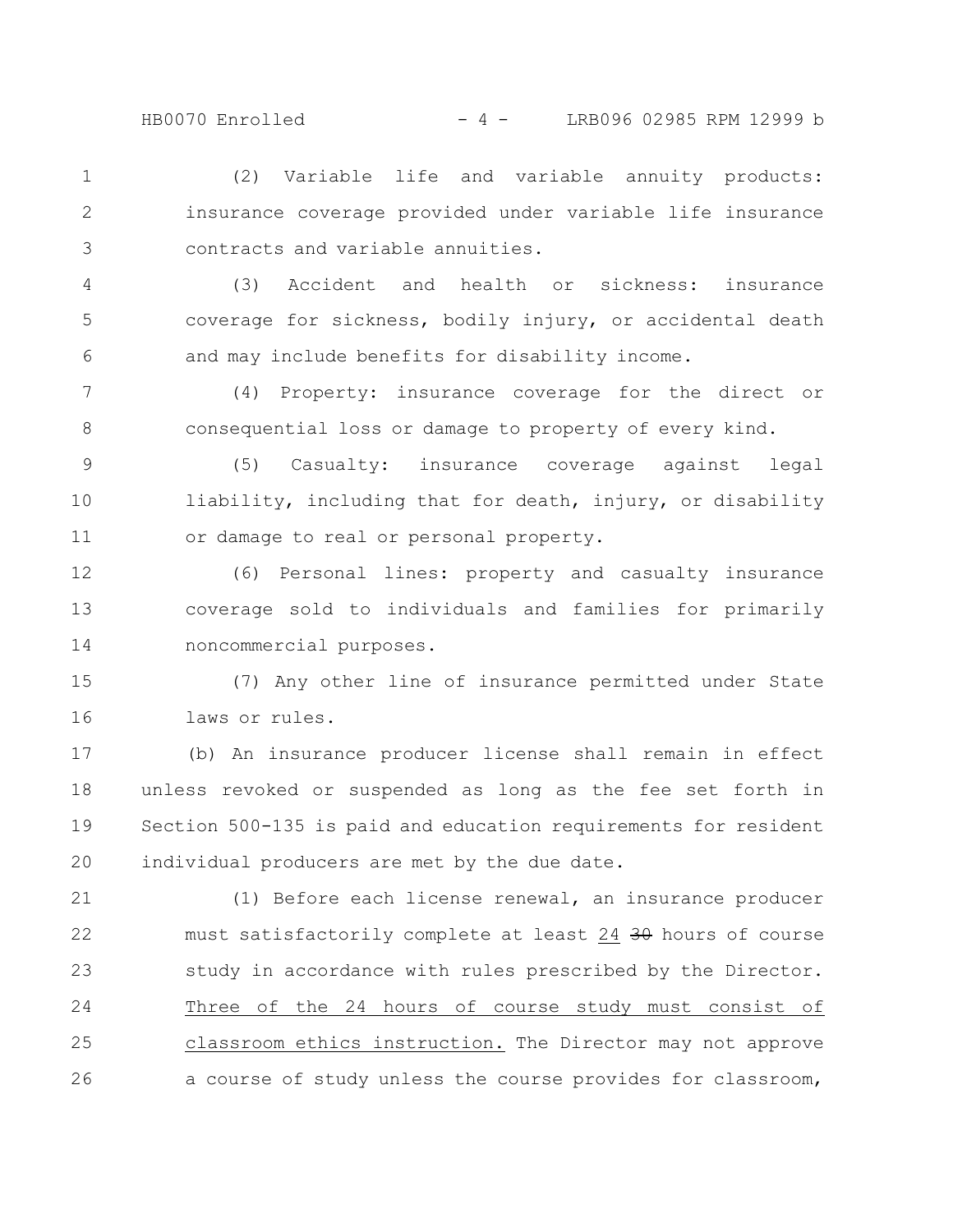(2) Variable life and variable annuity products: insurance coverage provided under variable life insurance contracts and variable annuities.

(3) Accident and health or sickness: insurance coverage for sickness, bodily injury, or accidental death and may include benefits for disability income.

(4) Property: insurance coverage for the direct or consequential loss or damage to property of every kind.

(5) Casualty: insurance coverage against legal liability, including that for death, injury, or disability or damage to real or personal property.

(6) Personal lines: property and casualty insurance coverage sold to individuals and families for primarily noncommercial purposes.

(7) Any other line of insurance permitted under State laws or rules.

(b) An insurance producer license shall remain in effect unless revoked or suspended as long as the fee set forth in Section 500-135 is paid and education requirements for resident individual producers are met by the due date.

(1) Before each license renewal, an insurance producer must satisfactorily complete at least <u>24</u> ~~30~~ hours of course study in accordance with rules prescribed by the Director. <u>Three of the 24 hours of course study must consist of classroom ethics instruction.</u> The Director may not approve a course of study unless the course provides for classroom,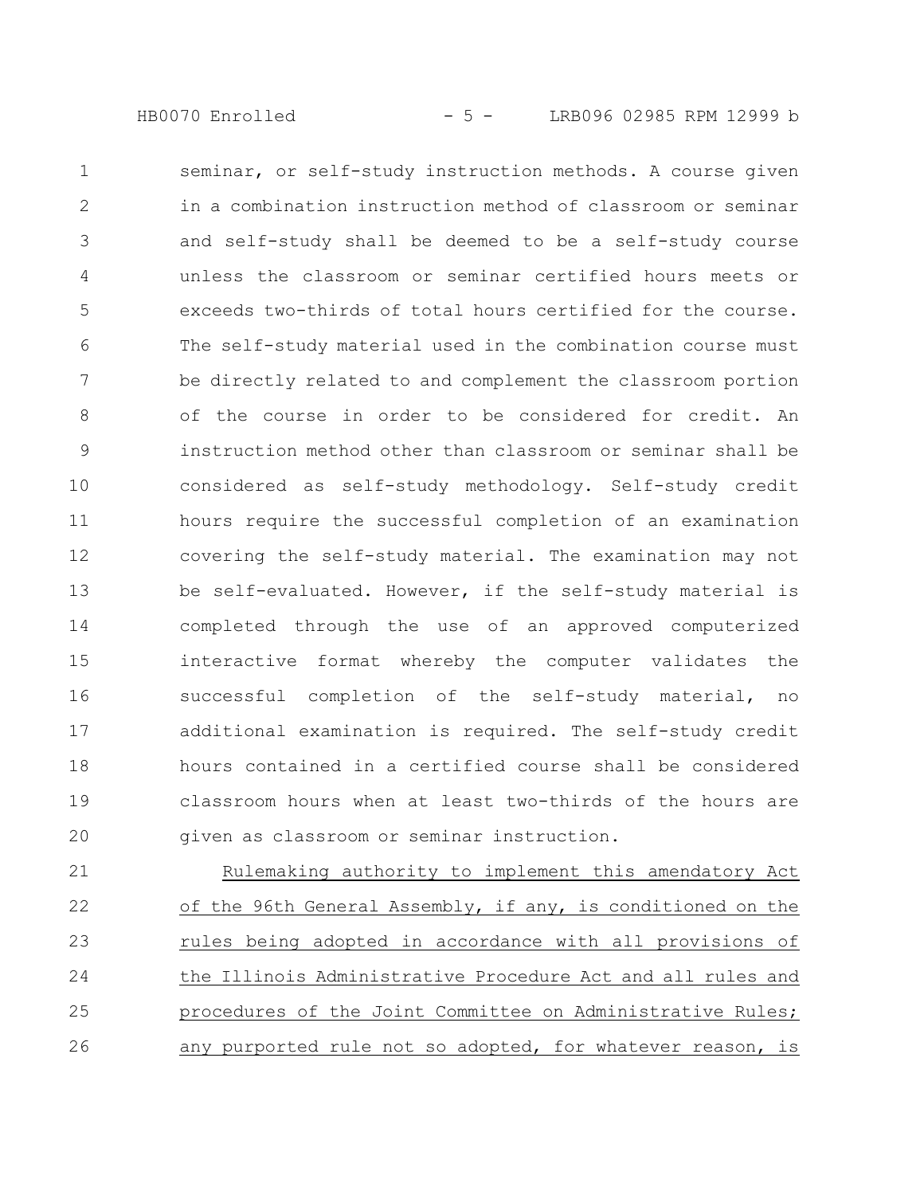seminar, or self-study instruction methods. A course given in a combination instruction method of classroom or seminar and self-study shall be deemed to be a self-study course unless the classroom or seminar certified hours meets or exceeds two-thirds of total hours certified for the course. The self-study material used in the combination course must be directly related to and complement the classroom portion of the course in order to be considered for credit. An instruction method other than classroom or seminar shall be considered as self-study methodology. Self-study credit hours require the successful completion of an examination covering the self-study material. The examination may not be self-evaluated. However, if the self-study material is completed through the use of an approved computerized interactive format whereby the computer validates the successful completion of the self-study material, no additional examination is required. The self-study credit hours contained in a certified course shall be considered classroom hours when at least two-thirds of the hours are given as classroom or seminar instruction.

<u>Rulemaking authority to implement this amendatory Act of the 96th General Assembly, if any, is conditioned on the rules being adopted in accordance with all provisions of the Illinois Administrative Procedure Act and all rules and procedures of the Joint Committee on Administrative Rules; any purported rule not so adopted, for whatever reason, is</u>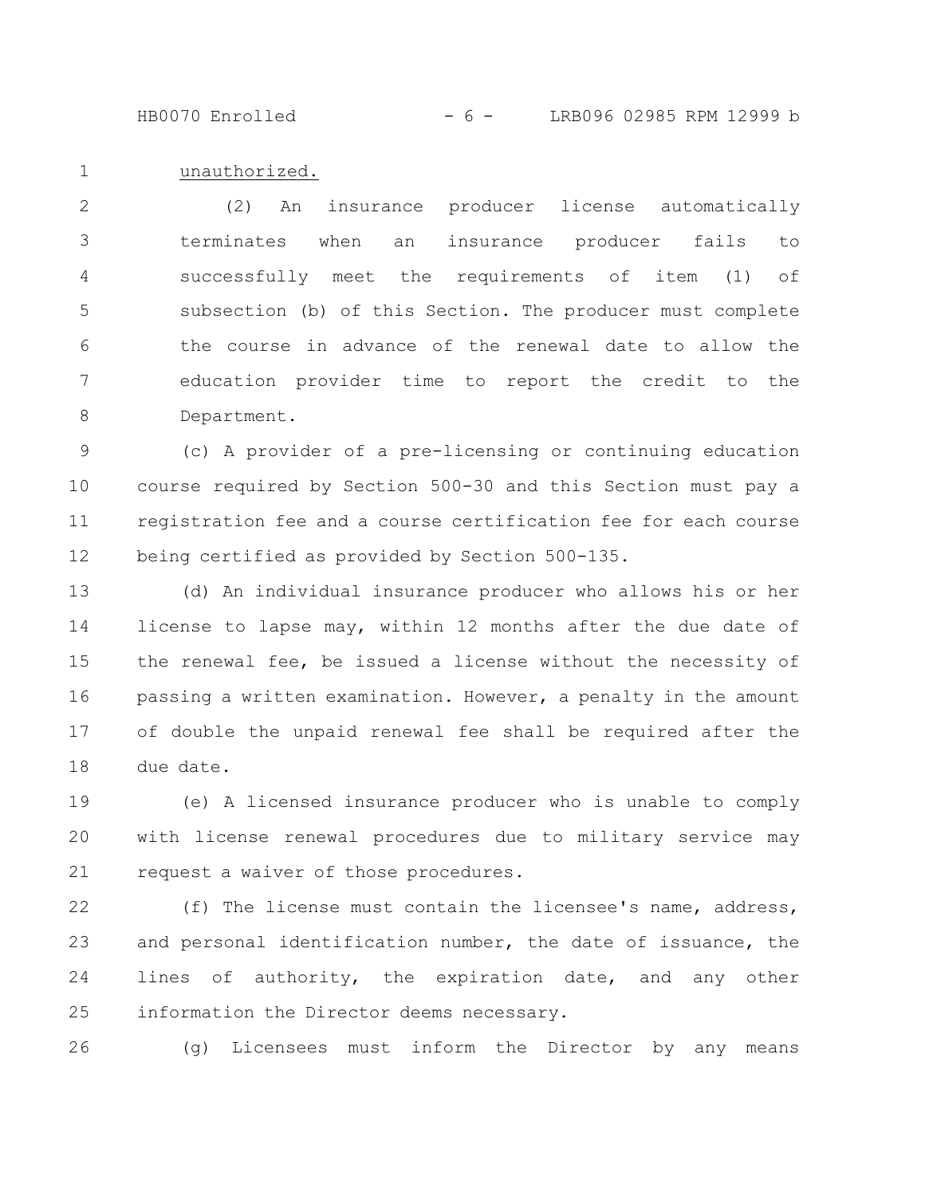unauthorized.

(2) An insurance producer license automatically terminates when an insurance producer fails to successfully meet the requirements of item (1) of subsection (b) of this Section. The producer must complete the course in advance of the renewal date to allow the education provider time to report the credit to the Department.

(c) A provider of a pre-licensing or continuing education course required by Section 500-30 and this Section must pay a registration fee and a course certification fee for each course being certified as provided by Section 500-135.

(d) An individual insurance producer who allows his or her license to lapse may, within 12 months after the due date of the renewal fee, be issued a license without the necessity of passing a written examination. However, a penalty in the amount of double the unpaid renewal fee shall be required after the due date.

(e) A licensed insurance producer who is unable to comply with license renewal procedures due to military service may request a waiver of those procedures.

(f) The license must contain the licensee's name, address, and personal identification number, the date of issuance, the lines of authority, the expiration date, and any other information the Director deems necessary.

(g) Licensees must inform the Director by any means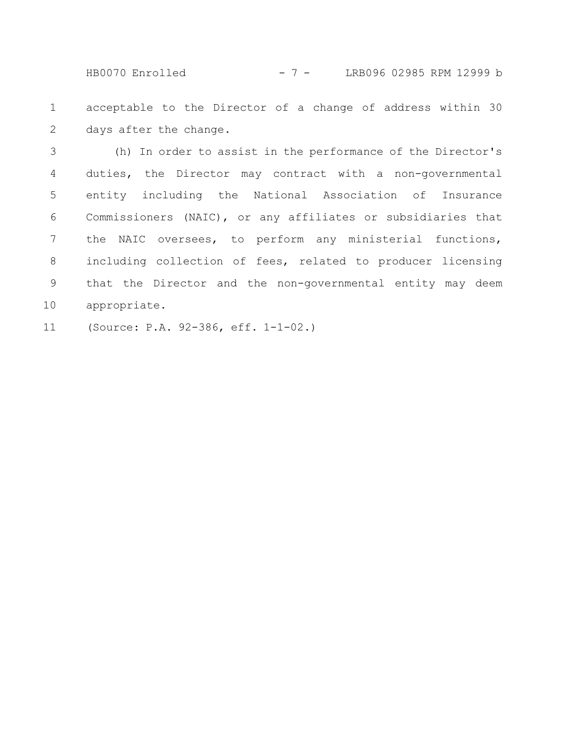acceptable to the Director of a change of address within 30 days after the change.

(h) In order to assist in the performance of the Director's duties, the Director may contract with a non-governmental entity including the National Association of Insurance Commissioners (NAIC), or any affiliates or subsidiaries that the NAIC oversees, to perform any ministerial functions, including collection of fees, related to producer licensing that the Director and the non-governmental entity may deem appropriate.

(Source: P.A. 92-386, eff. 1-1-02.)